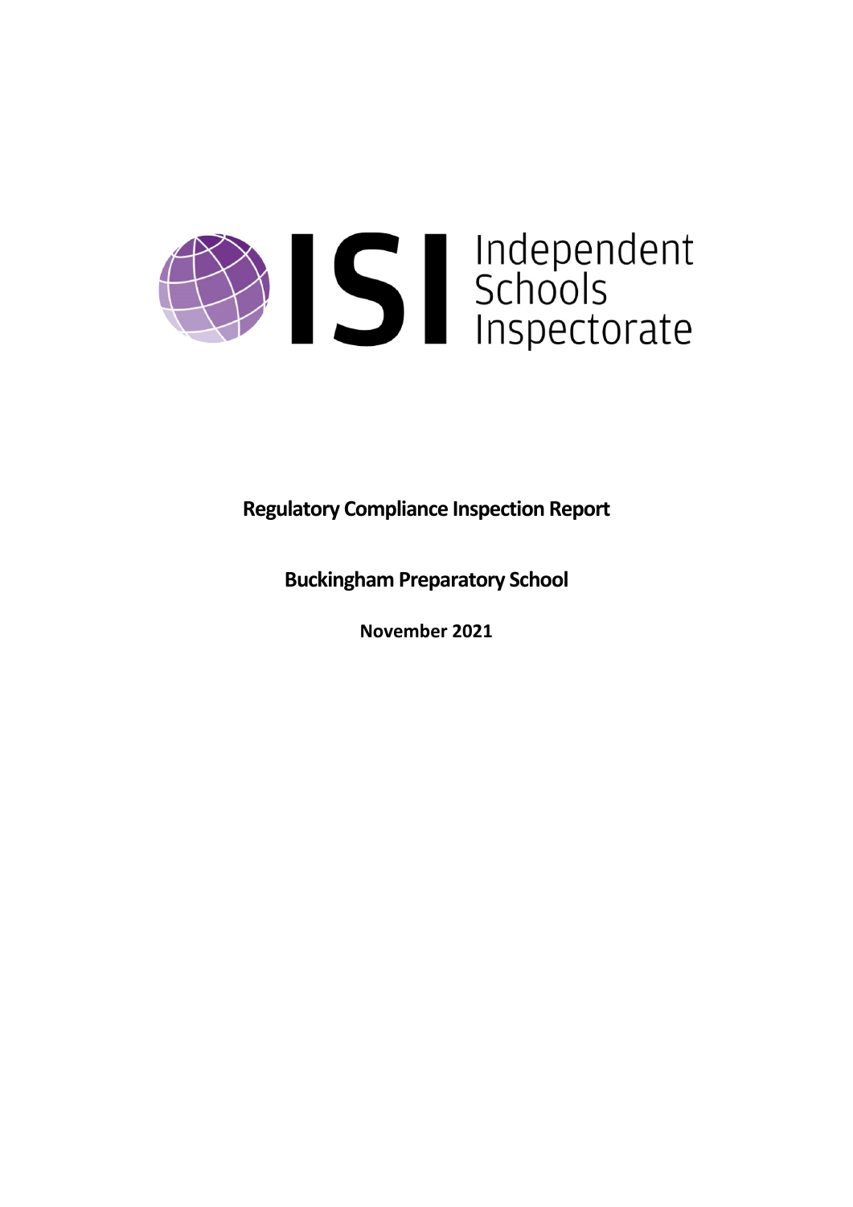ISI Independent Schools Inspectorate

**Regulatory Compliance Inspection Report**

**Buckingham Preparatory School**

**November 2021**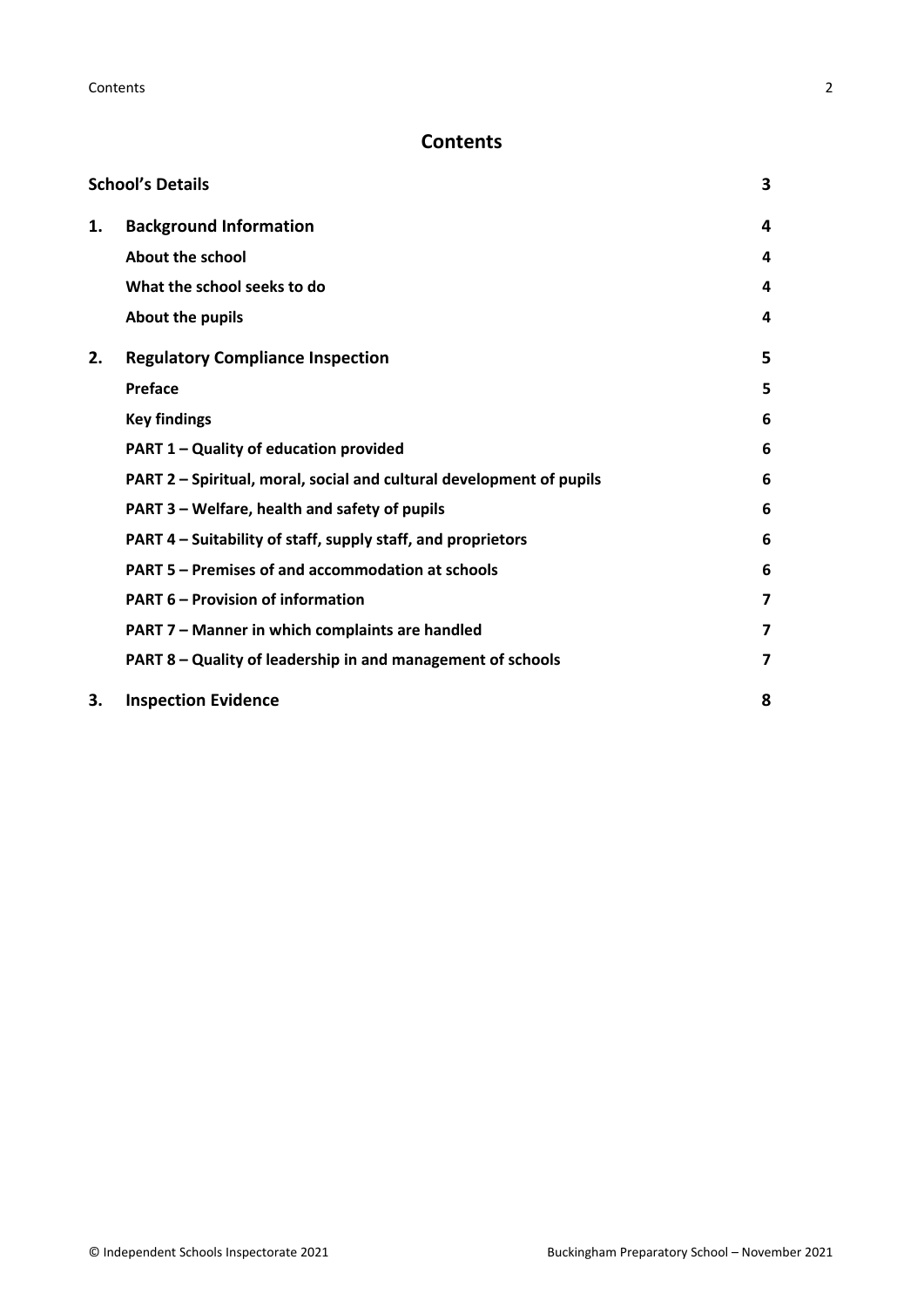# Contents

| | | |
|---|---|---|
| **School's Details** | | **3** |
| **1.** | **Background Information** | **4** |
| | **About the school** | **4** |
| | **What the school seeks to do** | **4** |
| | **About the pupils** | **4** |
| **2.** | **Regulatory Compliance Inspection** | **5** |
| | **Preface** | **5** |
| | **Key findings** | **6** |
| | **PART 1 – Quality of education provided** | **6** |
| | **PART 2 – Spiritual, moral, social and cultural development of pupils** | **6** |
| | **PART 3 – Welfare, health and safety of pupils** | **6** |
| | **PART 4 – Suitability of staff, supply staff, and proprietors** | **6** |
| | **PART 5 – Premises of and accommodation at schools** | **6** |
| | **PART 6 – Provision of information** | **7** |
| | **PART 7 – Manner in which complaints are handled** | **7** |
| | **PART 8 – Quality of leadership in and management of schools** | **7** |
| **3.** | **Inspection Evidence** | **8** |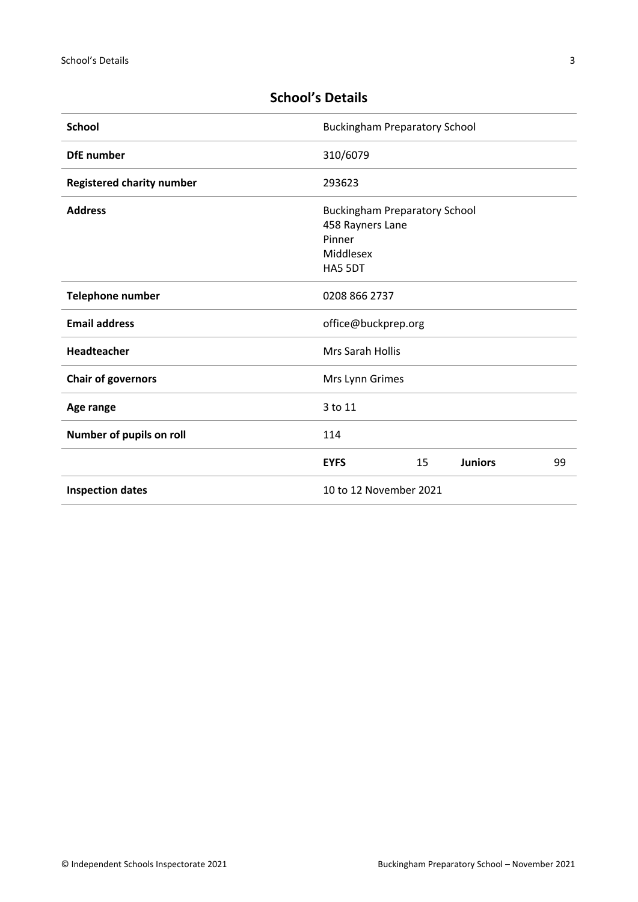## School's Details

| | | | | |
|---|---|---|---|---|
| **School** | Buckingham Preparatory School | | | |
| **DfE number** | 310/6079 | | | |
| **Registered charity number** | 293623 | | | |
| **Address** | Buckingham Preparatory School<br>458 Rayners Lane<br>Pinner<br>Middlesex<br>HA5 5DT | | | |
| **Telephone number** | 0208 866 2737 | | | |
| **Email address** | office@buckprep.org | | | |
| **Headteacher** | Mrs Sarah Hollis | | | |
| **Chair of governors** | Mrs Lynn Grimes | | | |
| **Age range** | 3 to 11 | | | |
| **Number of pupils on roll** | 114 | | | |
| | **EYFS** | 15 | **Juniors** | 99 |
| **Inspection dates** | 10 to 12 November 2021 | | | |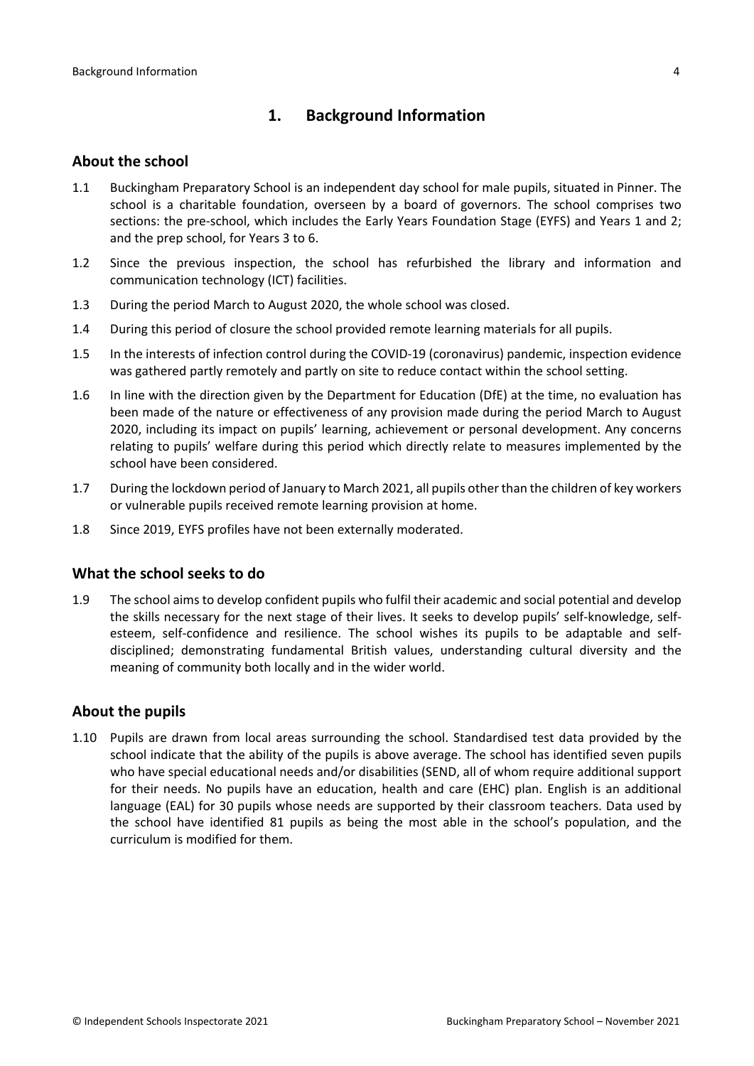# 1. Background Information

## About the school

1.1 Buckingham Preparatory School is an independent day school for male pupils, situated in Pinner. The school is a charitable foundation, overseen by a board of governors. The school comprises two sections: the pre-school, which includes the Early Years Foundation Stage (EYFS) and Years 1 and 2; and the prep school, for Years 3 to 6.

1.2 Since the previous inspection, the school has refurbished the library and information and communication technology (ICT) facilities.

1.3 During the period March to August 2020, the whole school was closed.

1.4 During this period of closure the school provided remote learning materials for all pupils.

1.5 In the interests of infection control during the COVID-19 (coronavirus) pandemic, inspection evidence was gathered partly remotely and partly on site to reduce contact within the school setting.

1.6 In line with the direction given by the Department for Education (DfE) at the time, no evaluation has been made of the nature or effectiveness of any provision made during the period March to August 2020, including its impact on pupils' learning, achievement or personal development. Any concerns relating to pupils' welfare during this period which directly relate to measures implemented by the school have been considered.

1.7 During the lockdown period of January to March 2021, all pupils other than the children of key workers or vulnerable pupils received remote learning provision at home.

1.8 Since 2019, EYFS profiles have not been externally moderated.

## What the school seeks to do

1.9 The school aims to develop confident pupils who fulfil their academic and social potential and develop the skills necessary for the next stage of their lives. It seeks to develop pupils' self-knowledge, self-esteem, self-confidence and resilience. The school wishes its pupils to be adaptable and self-disciplined; demonstrating fundamental British values, understanding cultural diversity and the meaning of community both locally and in the wider world.

## About the pupils

1.10 Pupils are drawn from local areas surrounding the school. Standardised test data provided by the school indicate that the ability of the pupils is above average. The school has identified seven pupils who have special educational needs and/or disabilities (SEND, all of whom require additional support for their needs. No pupils have an education, health and care (EHC) plan. English is an additional language (EAL) for 30 pupils whose needs are supported by their classroom teachers. Data used by the school have identified 81 pupils as being the most able in the school's population, and the curriculum is modified for them.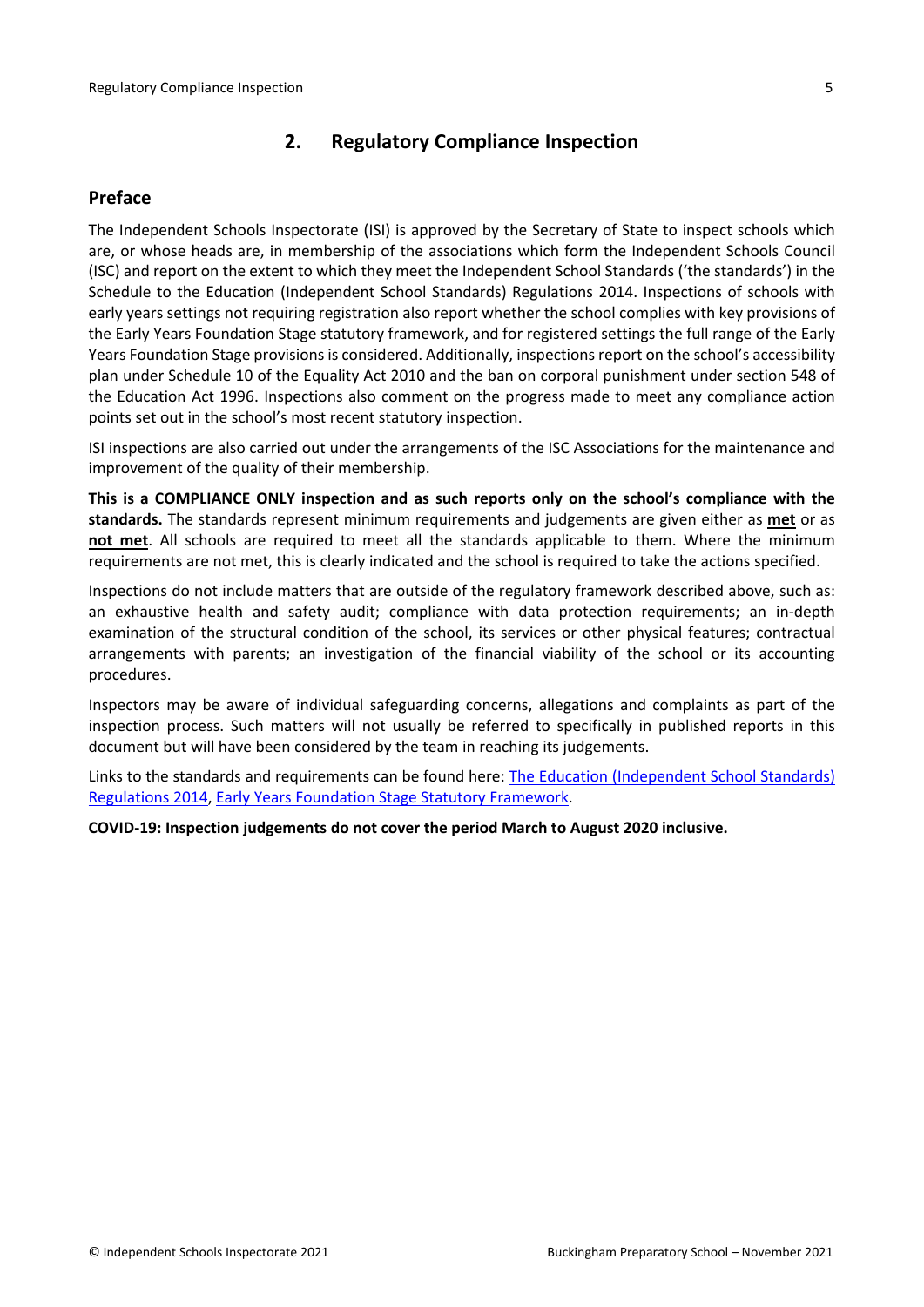## 2. Regulatory Compliance Inspection

### Preface

The Independent Schools Inspectorate (ISI) is approved by the Secretary of State to inspect schools which are, or whose heads are, in membership of the associations which form the Independent Schools Council (ISC) and report on the extent to which they meet the Independent School Standards ('the standards') in the Schedule to the Education (Independent School Standards) Regulations 2014. Inspections of schools with early years settings not requiring registration also report whether the school complies with key provisions of the Early Years Foundation Stage statutory framework, and for registered settings the full range of the Early Years Foundation Stage provisions is considered. Additionally, inspections report on the school's accessibility plan under Schedule 10 of the Equality Act 2010 and the ban on corporal punishment under section 548 of the Education Act 1996. Inspections also comment on the progress made to meet any compliance action points set out in the school's most recent statutory inspection.

ISI inspections are also carried out under the arrangements of the ISC Associations for the maintenance and improvement of the quality of their membership.

**This is a COMPLIANCE ONLY inspection and as such reports only on the school's compliance with the standards.** The standards represent minimum requirements and judgements are given either as **met** or as **not met**. All schools are required to meet all the standards applicable to them. Where the minimum requirements are not met, this is clearly indicated and the school is required to take the actions specified.

Inspections do not include matters that are outside of the regulatory framework described above, such as: an exhaustive health and safety audit; compliance with data protection requirements; an in-depth examination of the structural condition of the school, its services or other physical features; contractual arrangements with parents; an investigation of the financial viability of the school or its accounting procedures.

Inspectors may be aware of individual safeguarding concerns, allegations and complaints as part of the inspection process. Such matters will not usually be referred to specifically in published reports in this document but will have been considered by the team in reaching its judgements.

Links to the standards and requirements can be found here: The Education (Independent School Standards) Regulations 2014, Early Years Foundation Stage Statutory Framework.

**COVID-19: Inspection judgements do not cover the period March to August 2020 inclusive.**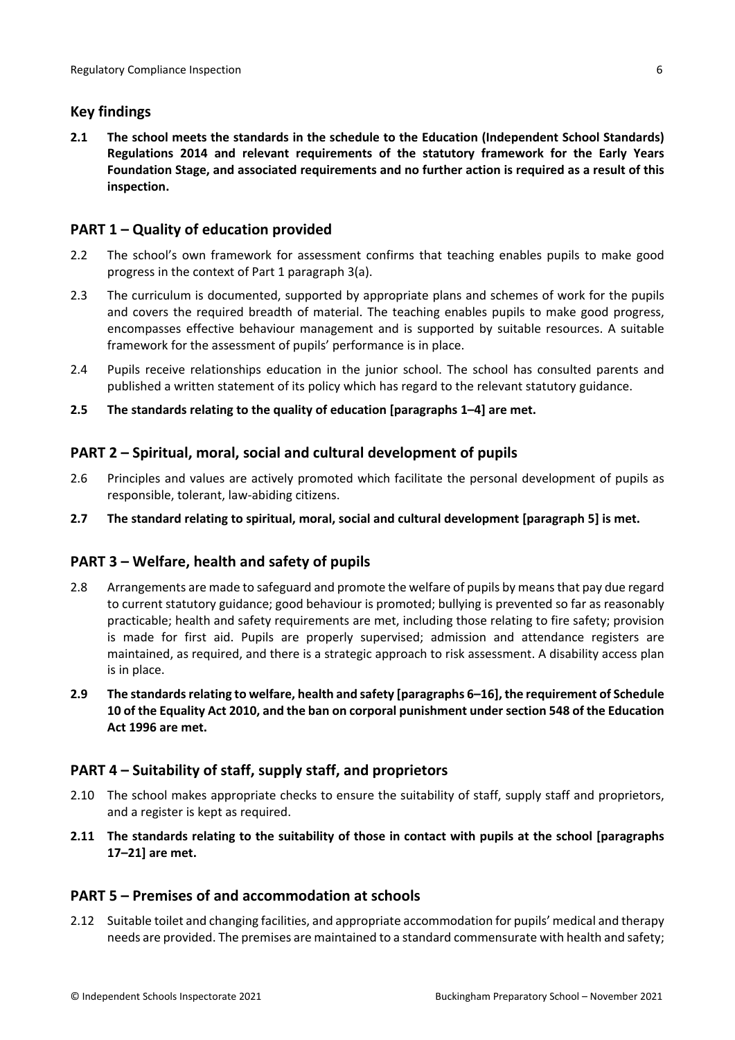## Key findings

**2.1 The school meets the standards in the schedule to the Education (Independent School Standards) Regulations 2014 and relevant requirements of the statutory framework for the Early Years Foundation Stage, and associated requirements and no further action is required as a result of this inspection.**

## PART 1 – Quality of education provided

2.2 The school's own framework for assessment confirms that teaching enables pupils to make good progress in the context of Part 1 paragraph 3(a).

2.3 The curriculum is documented, supported by appropriate plans and schemes of work for the pupils and covers the required breadth of material. The teaching enables pupils to make good progress, encompasses effective behaviour management and is supported by suitable resources. A suitable framework for the assessment of pupils' performance is in place.

2.4 Pupils receive relationships education in the junior school. The school has consulted parents and published a written statement of its policy which has regard to the relevant statutory guidance.

**2.5 The standards relating to the quality of education [paragraphs 1–4] are met.**

## PART 2 – Spiritual, moral, social and cultural development of pupils

2.6 Principles and values are actively promoted which facilitate the personal development of pupils as responsible, tolerant, law-abiding citizens.

**2.7 The standard relating to spiritual, moral, social and cultural development [paragraph 5] is met.**

## PART 3 – Welfare, health and safety of pupils

2.8 Arrangements are made to safeguard and promote the welfare of pupils by means that pay due regard to current statutory guidance; good behaviour is promoted; bullying is prevented so far as reasonably practicable; health and safety requirements are met, including those relating to fire safety; provision is made for first aid. Pupils are properly supervised; admission and attendance registers are maintained, as required, and there is a strategic approach to risk assessment. A disability access plan is in place.

**2.9 The standards relating to welfare, health and safety [paragraphs 6–16], the requirement of Schedule 10 of the Equality Act 2010, and the ban on corporal punishment under section 548 of the Education Act 1996 are met.**

## PART 4 – Suitability of staff, supply staff, and proprietors

2.10 The school makes appropriate checks to ensure the suitability of staff, supply staff and proprietors, and a register is kept as required.

**2.11 The standards relating to the suitability of those in contact with pupils at the school [paragraphs 17–21] are met.**

## PART 5 – Premises of and accommodation at schools

2.12 Suitable toilet and changing facilities, and appropriate accommodation for pupils' medical and therapy needs are provided. The premises are maintained to a standard commensurate with health and safety;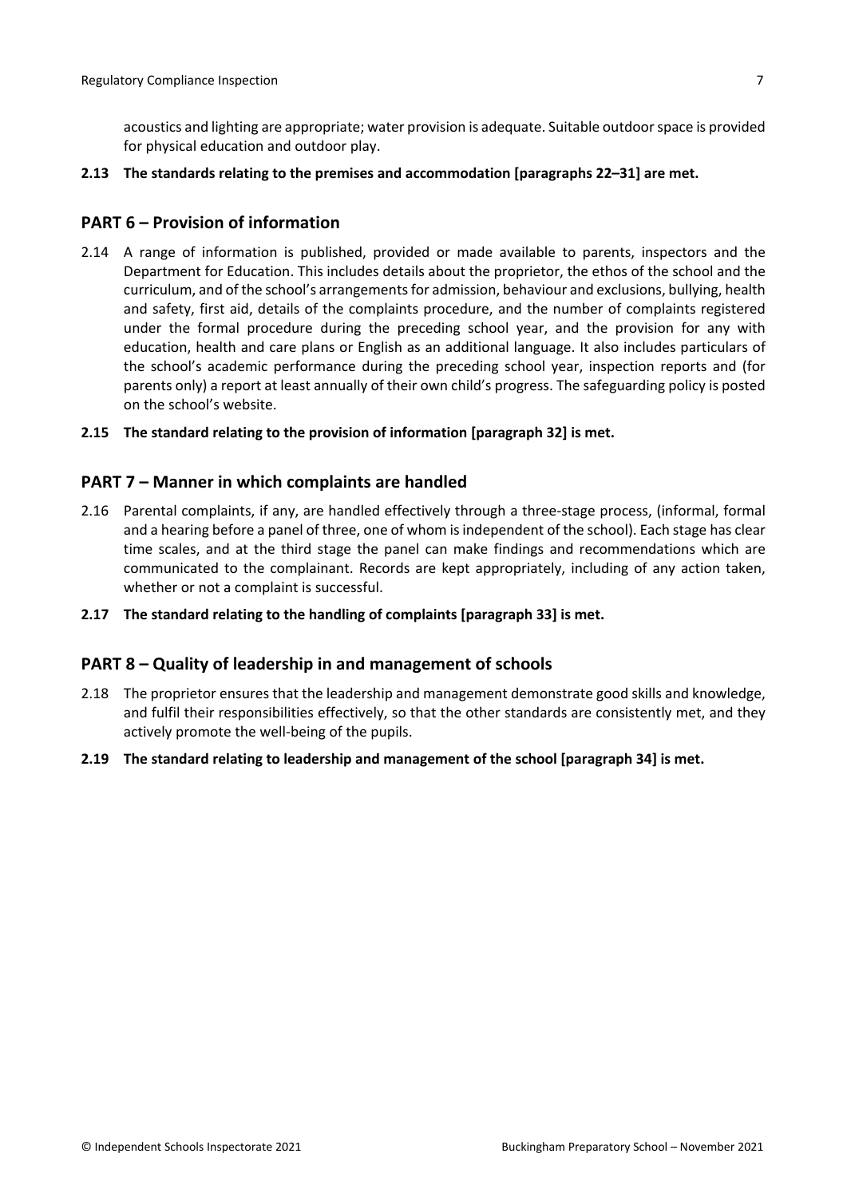acoustics and lighting are appropriate; water provision is adequate. Suitable outdoor space is provided for physical education and outdoor play.

**2.13 The standards relating to the premises and accommodation [paragraphs 22–31] are met.**

## PART 6 – Provision of information

2.14 A range of information is published, provided or made available to parents, inspectors and the Department for Education. This includes details about the proprietor, the ethos of the school and the curriculum, and of the school's arrangements for admission, behaviour and exclusions, bullying, health and safety, first aid, details of the complaints procedure, and the number of complaints registered under the formal procedure during the preceding school year, and the provision for any with education, health and care plans or English as an additional language. It also includes particulars of the school's academic performance during the preceding school year, inspection reports and (for parents only) a report at least annually of their own child's progress. The safeguarding policy is posted on the school's website.

**2.15 The standard relating to the provision of information [paragraph 32] is met.**

## PART 7 – Manner in which complaints are handled

2.16 Parental complaints, if any, are handled effectively through a three-stage process, (informal, formal and a hearing before a panel of three, one of whom is independent of the school). Each stage has clear time scales, and at the third stage the panel can make findings and recommendations which are communicated to the complainant. Records are kept appropriately, including of any action taken, whether or not a complaint is successful.

**2.17 The standard relating to the handling of complaints [paragraph 33] is met.**

## PART 8 – Quality of leadership in and management of schools

2.18 The proprietor ensures that the leadership and management demonstrate good skills and knowledge, and fulfil their responsibilities effectively, so that the other standards are consistently met, and they actively promote the well-being of the pupils.

**2.19 The standard relating to leadership and management of the school [paragraph 34] is met.**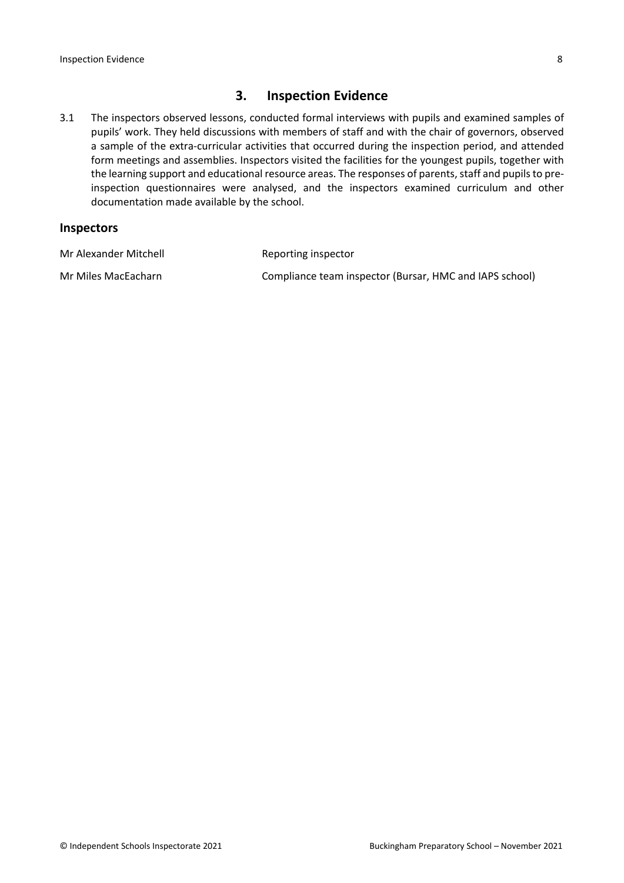## 3. Inspection Evidence

3.1 The inspectors observed lessons, conducted formal interviews with pupils and examined samples of pupils' work. They held discussions with members of staff and with the chair of governors, observed a sample of the extra-curricular activities that occurred during the inspection period, and attended form meetings and assemblies. Inspectors visited the facilities for the youngest pupils, together with the learning support and educational resource areas. The responses of parents, staff and pupils to pre-inspection questionnaires were analysed, and the inspectors examined curriculum and other documentation made available by the school.

### Inspectors

| | |
|---|---|
| Mr Alexander Mitchell | Reporting inspector |
| Mr Miles MacEacharn | Compliance team inspector (Bursar, HMC and IAPS school) |